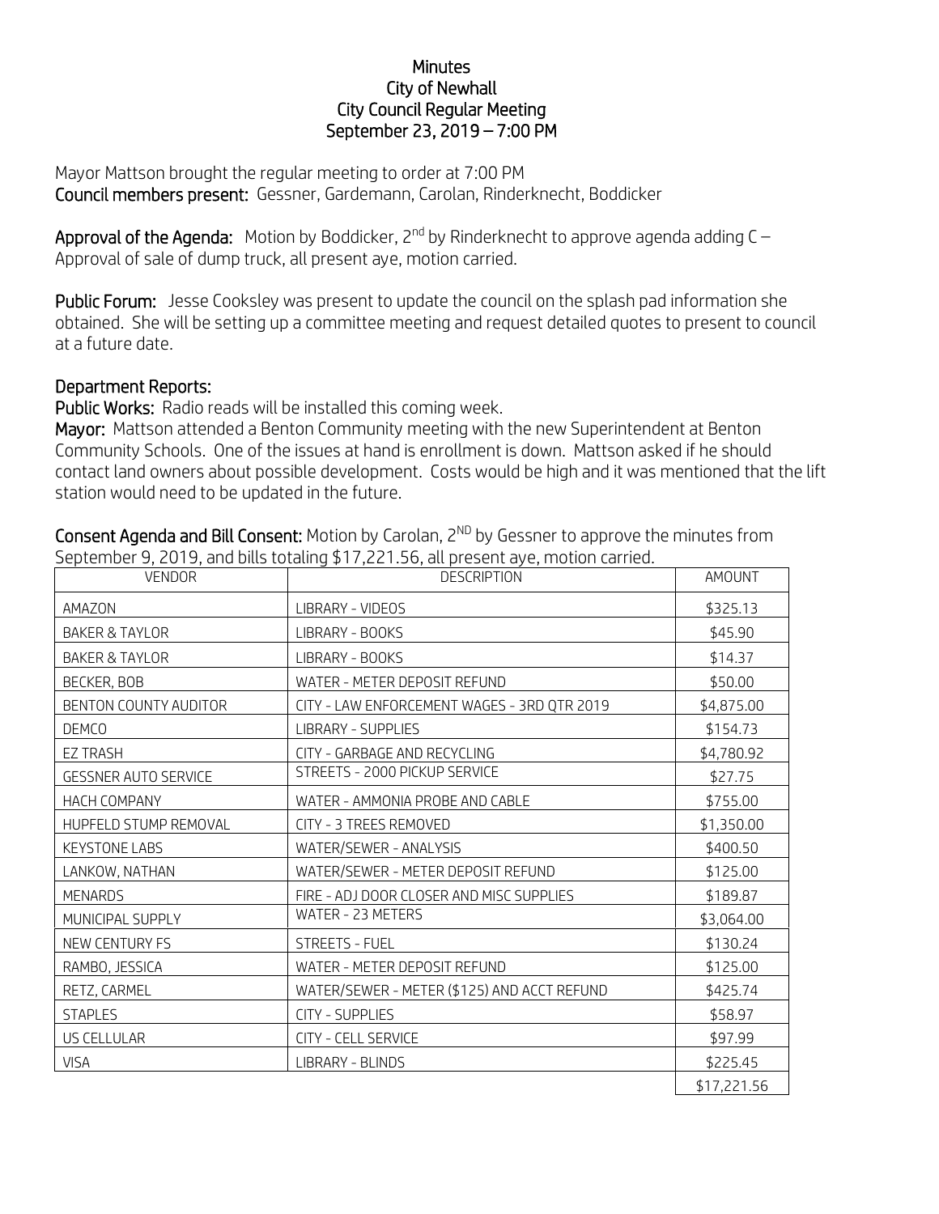# Minutes
## City of Newhall
## City Council Regular Meeting
## September 23, 2019 – 7:00 PM

Mayor Mattson brought the regular meeting to order at 7:00 PM

**Council members present:** Gessner, Gardemann, Carolan, Rinderknecht, Boddicker

**Approval of the Agenda:** Motion by Boddicker, 2nd by Rinderknecht to approve agenda adding C – Approval of sale of dump truck, all present aye, motion carried.

**Public Forum:** Jesse Cooksley was present to update the council on the splash pad information she obtained. She will be setting up a committee meeting and request detailed quotes to present to council at a future date.

**Department Reports:**

**Public Works:** Radio reads will be installed this coming week.

**Mayor:** Mattson attended a Benton Community meeting with the new Superintendent at Benton Community Schools. One of the issues at hand is enrollment is down. Mattson asked if he should contact land owners about possible development. Costs would be high and it was mentioned that the lift station would need to be updated in the future.

**Consent Agenda and Bill Consent:** Motion by Carolan, 2ND by Gessner to approve the minutes from September 9, 2019, and bills totaling $17,221.56, all present aye, motion carried.

| VENDOR | DESCRIPTION | AMOUNT |
|---|---|---|
| AMAZON | LIBRARY - VIDEOS | $325.13 |
| BAKER & TAYLOR | LIBRARY - BOOKS | $45.90 |
| BAKER & TAYLOR | LIBRARY - BOOKS | $14.37 |
| BECKER, BOB | WATER - METER DEPOSIT REFUND | $50.00 |
| BENTON COUNTY AUDITOR | CITY - LAW ENFORCEMENT WAGES - 3RD QTR 2019 | $4,875.00 |
| DEMCO | LIBRARY - SUPPLIES | $154.73 |
| EZ TRASH | CITY - GARBAGE AND RECYCLING | $4,780.92 |
| GESSNER AUTO SERVICE | STREETS - 2000 PICKUP SERVICE | $27.75 |
| HACH COMPANY | WATER - AMMONIA PROBE AND CABLE | $755.00 |
| HUPFELD STUMP REMOVAL | CITY - 3 TREES REMOVED | $1,350.00 |
| KEYSTONE LABS | WATER/SEWER - ANALYSIS | $400.50 |
| LANKOW, NATHAN | WATER/SEWER - METER DEPOSIT REFUND | $125.00 |
| MENARDS | FIRE - ADJ DOOR CLOSER AND MISC SUPPLIES | $189.87 |
| MUNICIPAL SUPPLY | WATER - 23 METERS | $3,064.00 |
| NEW CENTURY FS | STREETS - FUEL | $130.24 |
| RAMBO, JESSICA | WATER - METER DEPOSIT REFUND | $125.00 |
| RETZ, CARMEL | WATER/SEWER - METER ($125) AND ACCT REFUND | $425.74 |
| STAPLES | CITY - SUPPLIES | $58.97 |
| US CELLULAR | CITY - CELL SERVICE | $97.99 |
| VISA | LIBRARY - BLINDS | $225.45 |
| | | $17,221.56 |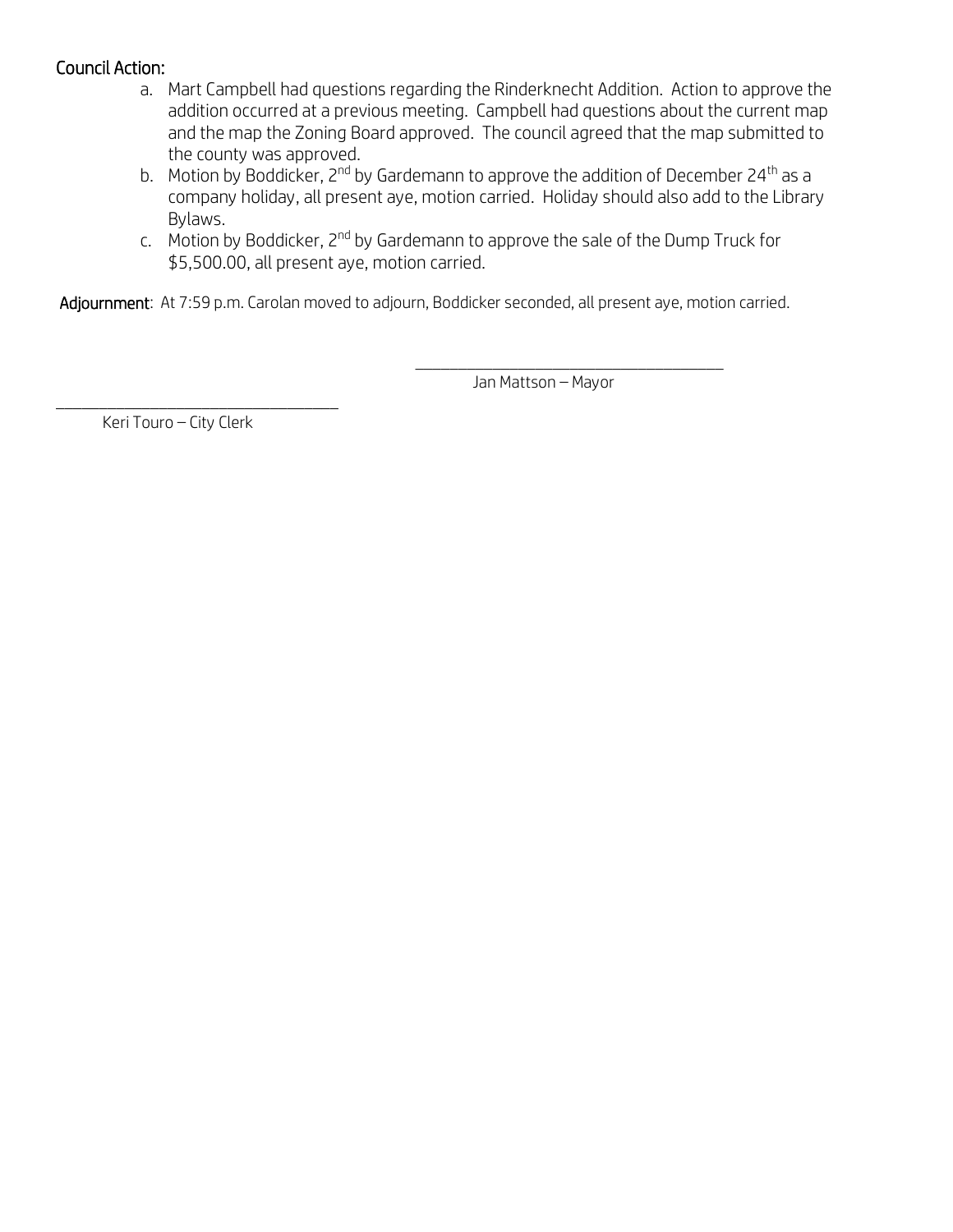**Council Action:**

a. Mart Campbell had questions regarding the Rinderknecht Addition. Action to approve the addition occurred at a previous meeting. Campbell had questions about the current map and the map the Zoning Board approved. The council agreed that the map submitted to the county was approved.

b. Motion by Boddicker, 2nd by Gardemann to approve the addition of December 24th as a company holiday, all present aye, motion carried. Holiday should also add to the Library Bylaws.

c. Motion by Boddicker, 2nd by Gardemann to approve the sale of the Dump Truck for $5,500.00, all present aye, motion carried.

**Adjournment**: At 7:59 p.m. Carolan moved to adjourn, Boddicker seconded, all present aye, motion carried.

\_\_\_\_\_\_\_\_\_\_\_\_\_\_\_\_\_\_\_\_\_\_\_\_\_\_\_\_\_\_\_\_\_\_\_\_\_\_\_\_

Jan Mattson – Mayor

\_\_\_\_\_\_\_\_\_\_\_\_\_\_\_\_\_\_\_\_\_\_\_\_\_\_\_\_\_\_\_\_\_\_\_\_\_\_\_\_

Keri Touro – City Clerk